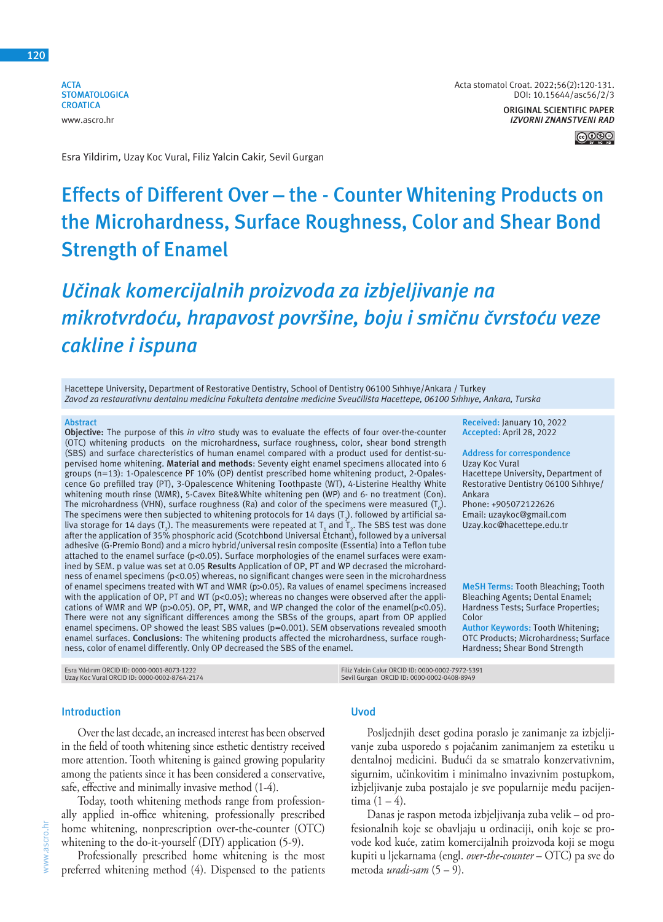ACTA STOMATOLOGICA CROATICA
www.ascro.hr

Acta stomatol Croat. 2022;56(2):120-131.
DOI: 10.15644/asc56/2/3

ORIGINAL SCIENTIFIC PAPER
*IZVORNI ZNANSTVENI RAD*

Esra Yildirim, Uzay Koc Vural, Filiz Yalcin Cakir, Sevil Gurgan

# Effects of Different Over – the - Counter Whitening Products on the Microhardness, Surface Roughness, Color and Shear Bond Strength of Enamel

# *Učinak komercijalnih proizvoda za izbjeljivanje na mikrotvrdoću, hrapavost površine, boju i smičnu čvrstoću veze cakline i ispuna*

Hacettepe University, Department of Restorative Dentistry, School of Dentistry 06100 Sıhhıye/Ankara / Turkey
*Zavod za restaurativnu dentalnu medicinu Fakulteta dentalne medicine Sveučilišta Hacettepe, 06100 Sıhhıye, Ankara, Turska*

## Abstract

**Objective:** The purpose of this *in vitro* study was to evaluate the effects of four over-the-counter (OTC) whitening products on the microhardness, surface roughness, color, shear bond strength (SBS) and surface charecteristics of human enamel compared with a product used for dentist-supervised home whitening. **Material and methods**: Seventy eight enamel specimens allocated into 6 groups (n=13): 1-Opalescence PF 10% (OP) dentist prescribed home whitening product, 2-Opalescence Go prefilled tray (PT), 3-Opalescence Whitening Toothpaste (WT), 4-Listerine Healthy White whitening mouth rinse (WMR), 5-Cavex Bite&White whitening pen (WP) and 6- no treatment (Con). The microhardness (VHN), surface roughness (Ra) and color of the specimens were measured ($T_0$). The specimens were then subjected to whitening protocols for 14 days ($T_1$). followed by artificial saliva storage for 14 days ($T_2$). The measurements were repeated at $T_1$ and $T_2$. The SBS test was done after the application of 35% phosphoric acid (Scotchbond Universal Etchant), followed by a universal adhesive (G-Premio Bond) and a micro hybrid/universal resin composite (Essentia) into a Teflon tube attached to the enamel surface ($p<0.05$). Surface morphologies of the enamel surfaces were examined by SEM. p value was set at 0.05 **Results** Application of OP, PT and WP decrased the microhardness of enamel specimens ($p<0.05$) whereas, no significant changes were seen in the microhardness of enamel specimens treated with WT and WMR ($p>0.05$). Ra values of enamel specimens increased with the application of OP, PT and WT ($p<0.05$); whereas no changes were observed after the applications of WMR and WP ($p>0.05$). OP, PT, WMR, and WP changed the color of the enamel($p<0.05$). There were not any significant differences among the SBSs of the groups, apart from OP applied enamel specimens. OP showed the least SBS values ($p=0.001$). SEM observations revealed smooth enamel surfaces. **Conclusions:** The whitening products affected the microhardness, surface roughness, color of enamel differently. Only OP decreased the SBS of the enamel.

**Received:** January 10, 2022
**Accepted:** April 28, 2022

**Address for correspondence**
Uzay Koc Vural
Hacettepe University, Department of Restorative Dentistry 06100 Sıhhıye/ Ankara
Phone: +905072122626
Email: uzaykoc@gmail.com
Uzay.koc@hacettepe.edu.tr

**MeSH Terms:** Tooth Bleaching; Tooth Bleaching Agents; Dental Enamel; Hardness Tests; Surface Properties; Color
**Author Keywords:** Tooth Whitening; OTC Products; Microhardness; Surface Hardness; Shear Bond Strength

Esra Yıldırım ORCID ID: 0000-0001-8073-1222
Uzay Koc Vural ORCID ID: 0000-0002-8764-2174
Filiz Yalcin Cakır ORCID ID: 0000-0002-7972-5391
Sevil Gurgan ORCID ID: 0000-0002-0408-8949

## Introduction

Over the last decade, an increased interest has been observed in the field of tooth whitening since esthetic dentistry received more attention. Tooth whitening is gained growing popularity among the patients since it has been considered a conservative, safe, effective and minimally invasive method (1-4).

Today, tooth whitening methods range from professionally applied in-office whitening, professionally prescribed home whitening, nonprescription over-the-counter (OTC) whitening to the do-it-yourself (DIY) application (5-9).

Professionally prescribed home whitening is the most preferred whitening method (4). Dispensed to the patients

## Uvod

Posljednjih deset godina poraslo je zanimanje za izbjeljivanje zuba usporedo s pojačanim zanimanjem za estetiku u dentalnoj medicini. Budući da se smatralo konzervativnim, sigurnim, učinkovitim i minimalno invazivnim postupkom, izbjeljivanje zuba postajalo je sve popularnije među pacijentima (1 – 4).

Danas je raspon metoda izbjeljivanja zuba velik – od profesionalnih koje se obavljaju u ordinaciji, onih koje se provode kod kuće, zatim komercijalnih proizvoda koji se mogu kupiti u ljekarnama (engl. *over-the-counter* – OTC) pa sve do metoda *uradi-sam* (5 – 9).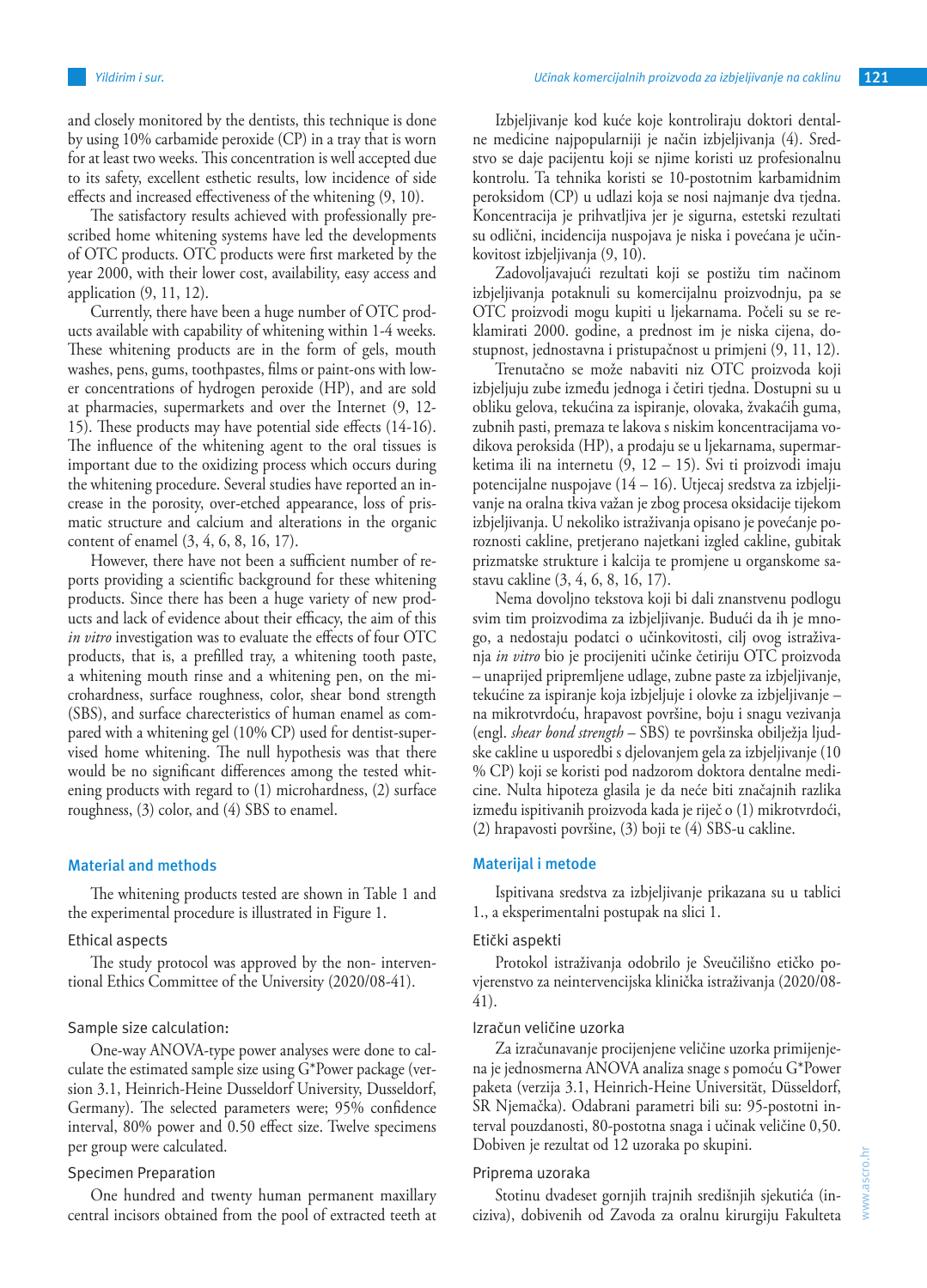and closely monitored by the dentists, this technique is done by using 10% carbamide peroxide (CP) in a tray that is worn for at least two weeks. This concentration is well accepted due to its safety, excellent esthetic results, low incidence of side effects and increased effectiveness of the whitening (9, 10).

The satisfactory results achieved with professionally prescribed home whitening systems have led the developments of OTC products. OTC products were first marketed by the year 2000, with their lower cost, availability, easy access and application (9, 11, 12).

Currently, there have been a huge number of OTC products available with capability of whitening within 1-4 weeks. These whitening products are in the form of gels, mouth washes, pens, gums, toothpastes, films or paint-ons with lower concentrations of hydrogen peroxide (HP), and are sold at pharmacies, supermarkets and over the Internet (9, 12-15). These products may have potential side effects (14-16). The influence of the whitening agent to the oral tissues is important due to the oxidizing process which occurs during the whitening procedure. Several studies have reported an increase in the porosity, over-etched appearance, loss of prismatic structure and calcium and alterations in the organic content of enamel (3, 4, 6, 8, 16, 17).

However, there have not been a sufficient number of reports providing a scientific background for these whitening products. Since there has been a huge variety of new products and lack of evidence about their efficacy, the aim of this *in vitro* investigation was to evaluate the effects of four OTC products, that is, a prefilled tray, a whitening tooth paste, a whitening mouth rinse and a whitening pen, on the microhardness, surface roughness, color, shear bond strength (SBS), and surface charecteristics of human enamel as compared with a whitening gel (10% CP) used for dentist-supervised home whitening. The null hypothesis was that there would be no significant differences among the tested whitening products with regard to (1) microhardness, (2) surface roughness, (3) color, and (4) SBS to enamel.

## Material and methods

The whitening products tested are shown in Table 1 and the experimental procedure is illustrated in Figure 1.

### Ethical aspects

The study protocol was approved by the non- interventional Ethics Committee of the University (2020/08-41).

### Sample size calculation:

One-way ANOVA-type power analyses were done to calculate the estimated sample size using G*Power package (version 3.1, Heinrich-Heine Dusseldorf University, Dusseldorf, Germany). The selected parameters were; 95% confidence interval, 80% power and 0.50 effect size. Twelve specimens per group were calculated.

### Specimen Preparation

One hundred and twenty human permanent maxillary central incisors obtained from the pool of extracted teeth at

Izbjeljivanje kod kuće koje kontroliraju doktori dentalne medicine najpopularniji je način izbjeljivanja (4). Sredstvo se daje pacijentu koji se njime koristi uz profesionalnu kontrolu. Ta tehnika koristi se 10-postotnim karbamidnim peroksidom (CP) u udlazi koja se nosi najmanje dva tjedna. Koncentracija je prihvatljiva jer je sigurna, estetski rezultati su odlični, incidencija nuspojava je niska i povećana je učinkovitost izbjeljivanja (9, 10).

Zadovoljavajući rezultati koji se postižu tim načinom izbjeljivanja potaknuli su komercijalnu proizvodnju, pa se OTC proizvodi mogu kupiti u ljekarnama. Počeli su se reklamirati 2000. godine, a prednost im je niska cijena, dostupnost, jednostavna i pristupačnost u primjeni (9, 11, 12).

Trenutačno se može nabaviti niz OTC proizvoda koji izbjeljuju zube između jednoga i četiri tjedna. Dostupni su u obliku gelova, tekućina za ispiranje, olovaka, žvakaćih guma, zubnih pasti, premaza te lakova s niskim koncentracijama vodikova peroksida (HP), a prodaju se u ljekarnama, supermarketima ili na internetu (9, 12 – 15). Svi ti proizvodi imaju potencijalne nuspojave (14 – 16). Utjecaj sredstva za izbjeljivanje na oralna tkiva važan je zbog procesa oksidacije tijekom izbjeljivanja. U nekoliko istraživanja opisano je povećanje poroznosti cakline, pretjerano najetkani izgled cakline, gubitak prizmatske strukture i kalcija te promjene u organskome sastavu cakline (3, 4, 6, 8, 16, 17).

Nema dovoljno tekstova koji bi dali znanstvenu podlogu svim tim proizvodima za izbjeljivanje. Budući da ih je mnogo, a nedostaju podatci o učinkovitosti, cilj ovog istraživanja *in vitro* bio je procijeniti učinke četiriju OTC proizvoda – unaprijed pripremljene udlage, zubne paste za izbjeljivanje, tekućine za ispiranje koja izbjeljuje i olovke za izbjeljivanje – na mikrotvrdoću, hrapavost površine, boju i snagu vezivanja (engl. *shear bond strength* – SBS) te površinska obilježja ljudske cakline u usporedbi s djelovanjem gela za izbjeljivanje (10 % CP) koji se koristi pod nadzorom doktora dentalne medicine. Nulta hipoteza glasila je da neće biti značajnih razlika između ispitivanih proizvoda kada je riječ o (1) mikrotvrdoći, (2) hrapavosti površine, (3) boji te (4) SBS-u cakline.

## Materijal i metode

Ispitivana sredstva za izbjeljivanje prikazana su u tablici 1., a eksperimentalni postupak na slici 1.

### Etički aspekti

Protokol istraživanja odobrilo je Sveučilišno etičko povjerenstvo za neintervencijska klinička istraživanja (2020/08-41).

### Izračun veličine uzorka

Za izračunavanje procijenjene veličine uzorka primijenjena je jednosmerna ANOVA analiza snage s pomoću G*Power paketa (verzija 3.1, Heinrich-Heine Universität, Düsseldorf, SR Njemačka). Odabrani parametri bili su: 95-postotni interval pouzdanosti, 80-postotna snaga i učinak veličine 0,50. Dobiven je rezultat od 12 uzoraka po skupini.

### Priprema uzoraka

Stotinu dvadeset gornjih trajnih središnjih sjekutića (inciziva), dobivenih od Zavoda za oralnu kirurgiju Fakulteta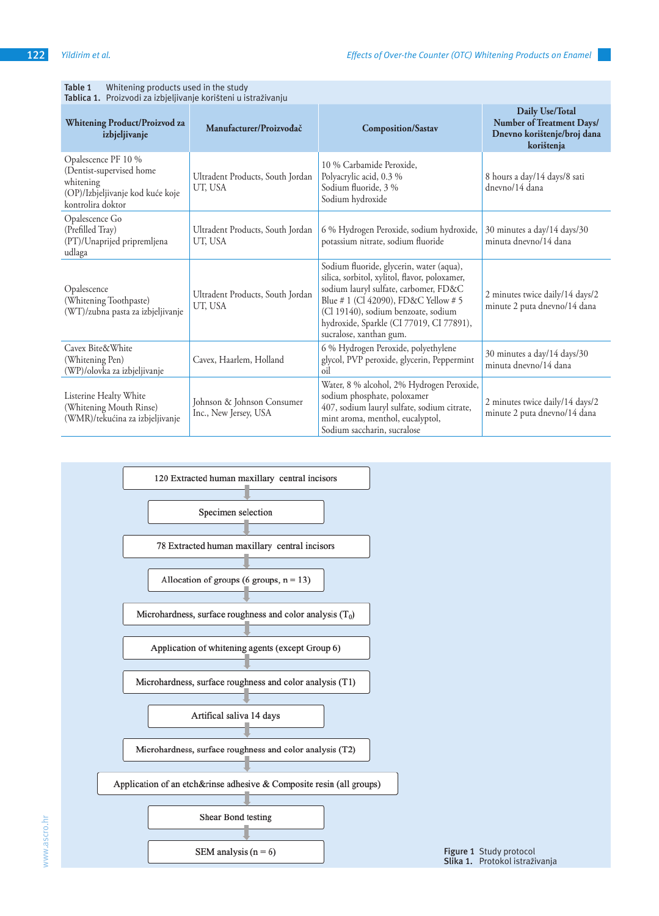**Table 1** Whitening products used in the study
**Tablica 1.** Proizvodi za izbjeljivanje korišteni u istraživanju

| Whitening Product/Proizvod za izbjeljivanje | Manufacturer/Proizvođač | Composition/Sastav | Daily Use/Total Number of Treatment Days/ Dnevno korištenje/broj dana korištenja |
|---|---|---|---|
| Opalescence PF 10 % (Dentist-supervised home whitening (OP)/Izbjeljivanje kod kuće koje kontrolira doktor | Ultradent Products, South Jordan UT, USA | 10 % Carbamide Peroxide, Polyacrylic acid, 0.3 % Sodium fluoride, 3 % Sodium hydroxide | 8 hours a day/14 days/8 sati dnevno/14 dana |
| Opalescence Go (Prefilled Tray) (PT)/Unaprijed pripremljena udlaga | Ultradent Products, South Jordan UT, USA | 6 % Hydrogen Peroxide, sodium hydroxide, potassium nitrate, sodium fluoride | 30 minutes a day/14 days/30 minuta dnevno/14 dana |
| Opalescence (Whitening Toothpaste) (WT)/zubna pasta za izbjeljivanje | Ultradent Products, South Jordan UT, USA | Sodium fluoride, glycerin, water (aqua), silica, sorbitol, xylitol, flavor, poloxamer, sodium lauryl sulfate, carbomer, FD&C Blue # 1 (Cl 42090), FD&C Yellow # 5 (Cl 19140), sodium benzoate, sodium hydroxide, Sparkle (CI 77019, CI 77891), sucralose, xanthan gum. | 2 minutes twice daily/14 days/2 minute 2 puta dnevno/14 dana |
| Cavex Bite&White (Whitening Pen) (WP)/olovka za izbjeljivanje | Cavex, Haarlem, Holland | 6 % Hydrogen Peroxide, polyethylene glycol, PVP peroxide, glycerin, Peppermint oil | 30 minutes a day/14 days/30 minuta dnevno/14 dana |
| Listerine Healty White (Whitening Mouth Rinse) (WMR)/tekućina za izbjeljivanje | Johnson & Johnson Consumer Inc., New Jersey, USA | Water, 8 % alcohol, 2% Hydrogen Peroxide, sodium phosphate, poloxamer 407, sodium lauryl sulfate, sodium citrate, mint aroma, menthol, eucalyptol, Sodium saccharin, sucralose | 2 minutes twice daily/14 days/2 minute 2 puta dnevno/14 dana |

120 Extracted human maxillary central incisors
↓
Specimen selection
↓
78 Extracted human maxillary central incisors
↓
Allocation of groups (6 groups, n = 13)
↓
Microhardness, surface roughness and color analysis ($T_0$)
↓
Application of whitening agents (except Group 6)
↓
Microhardness, surface roughness and color analysis (T1)
↓
Artifical saliva 14 days
↓
Microhardness, surface roughness and color analysis (T2)
↓
Application of an etch&rinse adhesive & Composite resin (all groups)
↓
Shear Bond testing
↓
SEM analysis (n = 6)

**Figure 1** Study protocol
**Slika 1.** Protokol istraživanja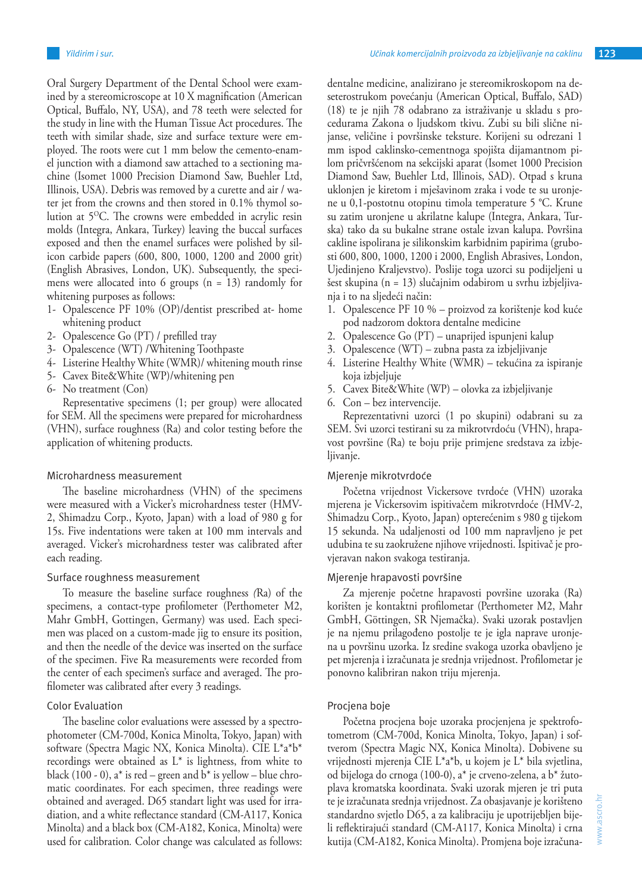Oral Surgery Department of the Dental School were examined by a stereomicroscope at 10 X magnification (American Optical, Buffalo, NY, USA), and 78 teeth were selected for the study in line with the Human Tissue Act procedures. The teeth with similar shade, size and surface texture were employed. The roots were cut 1 mm below the cemento-enamel junction with a diamond saw attached to a sectioning machine (Isomet 1000 Precision Diamond Saw, Buehler Ltd, Illinois, USA). Debris was removed by a curette and air / water jet from the crowns and then stored in 0.1% thymol solution at 5$^{O}$C. The crowns were embedded in acrylic resin molds (Integra, Ankara, Turkey) leaving the buccal surfaces exposed and then the enamel surfaces were polished by silicon carbide papers (600, 800, 1000, 1200 and 2000 grit) (English Abrasives, London, UK). Subsequently, the specimens were allocated into 6 groups (n = 13) randomly for whitening purposes as follows:

1- Opalescence PF 10% (OP)/dentist prescribed at- home whitening product
2- Opalescence Go (PT) / prefilled tray
3- Opalescence (WT) /Whitening Toothpaste
4- Listerine Healthy White (WMR)/ whitening mouth rinse
5- Cavex Bite&White (WP)/whitening pen
6- No treatment (Con)

Representative specimens (1; per group) were allocated for SEM. All the specimens were prepared for microhardness (VHN), surface roughness (Ra) and color testing before the application of whitening products.

### Microhardness measurement

The baseline microhardness (VHN) of the specimens were measured with a Vicker's microhardness tester (HMV-2, Shimadzu Corp., Kyoto, Japan) with a load of 980 g for 15s. Five indentations were taken at 100 mm intervals and averaged. Vicker's microhardness tester was calibrated after each reading.

### Surface roughness measurement

To measure the baseline surface roughness *(*Ra) of the specimens, a contact-type profilometer (Perthometer M2, Mahr GmbH, Gottingen, Germany) was used. Each specimen was placed on a custom-made jig to ensure its position, and then the needle of the device was inserted on the surface of the specimen. Five Ra measurements were recorded from the center of each specimen's surface and averaged. The profilometer was calibrated after every 3 readings.

### Color Evaluation

The baseline color evaluations were assessed by a spectrophotometer (CM-700d, Konica Minolta, Tokyo, Japan) with software (Spectra Magic NX, Konica Minolta). CIE L*a*b* recordings were obtained as L* is lightness, from white to black (100 - 0), a* is red – green and b* is yellow – blue chromatic coordinates. For each specimen, three readings were obtained and averaged. D65 standart light was used for irradiation, and a white reflectance standard (CM-A117, Konica Minolta) and a black box (CM-A182, Konica, Minolta) were used for calibration. Color change was calculated as follows:

dentalne medicine, analizirano je stereomikroskopom na deseterostrukom povećanju (American Optical, Buffalo, SAD) (18) te je njih 78 odabrano za istraživanje u skladu s procedurama Zakona o ljudskom tkivu. Zubi su bili slične nijanse, veličine i površinske teksture. Korijeni su odrezani 1 mm ispod caklinsko-cementnoga spojišta dijamantnom pilom pričvršćenom na sekcijski aparat (Isomet 1000 Precision Diamond Saw, Buehler Ltd, Illinois, SAD). Otpad s kruna uklonjen je kiretom i mješavinom zraka i vode te su uronjene u 0,1-postotnu otopinu timola temperature 5 °C. Krune su zatim uronjene u akrilatne kalupe (Integra, Ankara, Turska) tako da su bukalne strane ostale izvan kalupa. Površina cakline ispolirana je silikonskim karbidnim papirima (grubosti 600, 800, 1000, 1200 i 2000, English Abrasives, London, Ujedinjeno Kraljevstvo). Poslije toga uzorci su podijeljeni u šest skupina (n = 13) slučajnim odabirom u svrhu izbjeljivanja i to na sljedeći način:

1. Opalescence PF 10 % – proizvod za korištenje kod kuće pod nadzorom doktora dentalne medicine
2. Opalescence Go (PT) – unaprijed ispunjeni kalup
3. Opalescence (WT) – zubna pasta za izbjeljivanje
4. Listerine Healthy White (WMR) – tekućina za ispiranje koja izbjeljuje
5. Cavex Bite&White (WP) – olovka za izbjeljivanje
6. Con – bez intervencije.

Reprezentativni uzorci (1 po skupini) odabrani su za SEM. Svi uzorci testirani su za mikrotvrdoću (VHN), hrapavost površine (Ra) te boju prije primjene sredstava za izbjeljivanje.

### Mjerenje mikrotvrdoće

Početna vrijednost Vickersove tvrdoće (VHN) uzoraka mjerena je Vickersovim ispitivačem mikrotvrdoće (HMV-2, Shimadzu Corp., Kyoto, Japan) opterećenim s 980 g tijekom 15 sekunda. Na udaljenosti od 100 mm napravljeno je pet udubina te su zaokružene njihove vrijednosti. Ispitivač je provjeravan nakon svakoga testiranja.

### Mjerenje hrapavosti površine

Za mjerenje početne hrapavosti površine uzoraka (Ra) korišten je kontaktni profilometar (Perthometer M2, Mahr GmbH, Göttingen, SR Njemačka). Svaki uzorak postavljen je na njemu prilagođeno postolje te je igla naprave uronjena u površinu uzorka. Iz sredine svakoga uzorka obavljeno je pet mjerenja i izračunata je srednja vrijednost. Profilometar je ponovno kalibriran nakon triju mjerenja.

### Procjena boje

Početna procjena boje uzoraka procjenjena je spektrofotometrom (CM-700d, Konica Minolta, Tokyo, Japan) i softverom (Spectra Magic NX, Konica Minolta). Dobivene su vrijednosti mjerenja CIE L*a*b, u kojem je L* bila svjetlina, od bijeloga do crnoga (100-0), a* je crveno-zelena, a b* žutoplava kromatska koordinata. Svaki uzorak mjeren je tri puta te je izračunata srednja vrijednost. Za obasjavanje je korišteno standardno svjetlo D65, a za kalibraciju je upotrijebljen bijeli reflektirajući standard (CM-A117, Konica Minolta) i crna kutija (CM-A182, Konica Minolta). Promjena boje izračuna-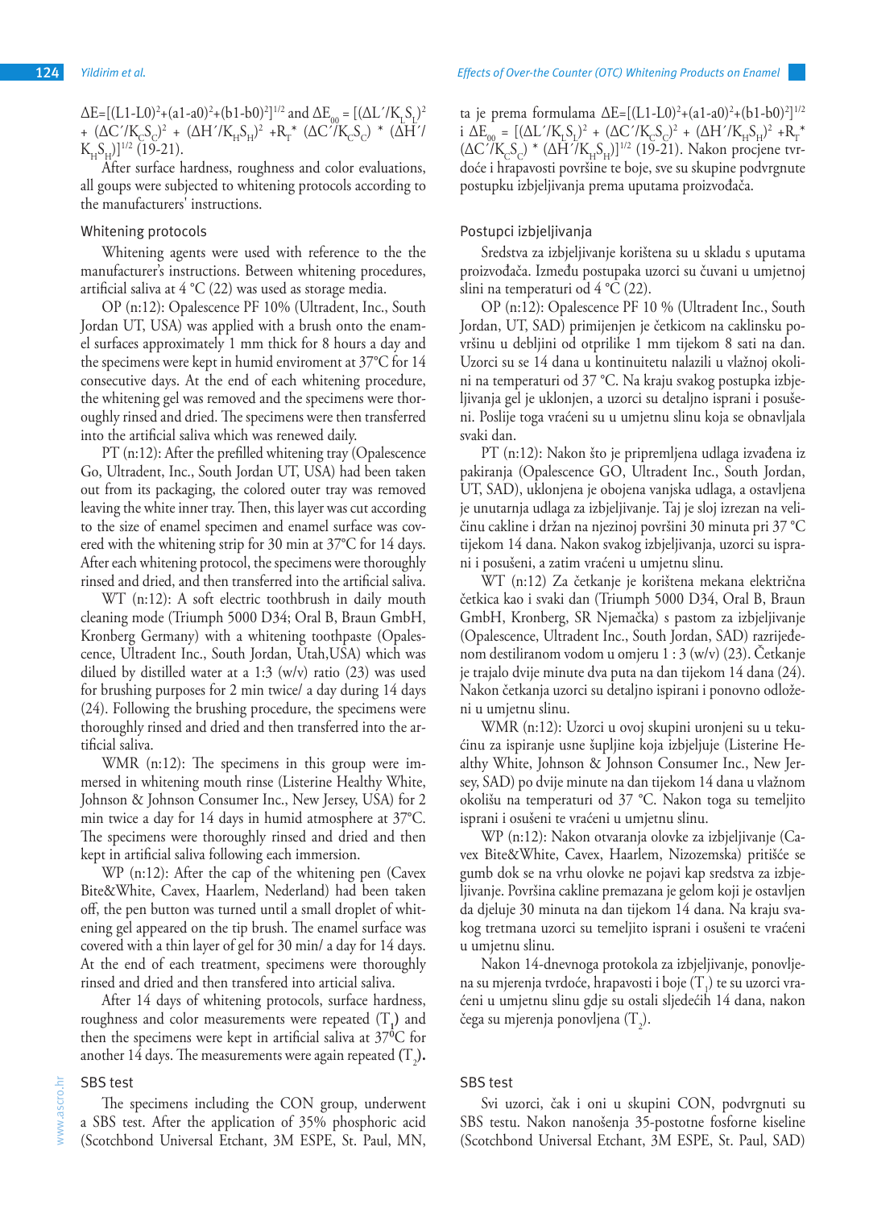$\Delta E=[(L1-L0)^2+(a1-a0)^2+(b1-b0)^2]^{1/2}$ and $\Delta E_{00} = [(\Delta L'/K_L S_L)^2 + (\Delta C'/K_C S_C)^2 + (\Delta H'/K_H S_H)^2 + R_T^* (\Delta C'/K_C S_C) * (\Delta H'/K_H S_H)]^{1/2}$ (19-21).

After surface hardness, roughness and color evaluations, all goups were subjected to whitening protocols according to the manufacturers' instructions.

### Whitening protocols

Whitening agents were used with reference to the the manufacturer's instructions. Between whitening procedures, artificial saliva at 4 °C (22) was used as storage media.

OP (n:12): Opalescence PF 10% (Ultradent, Inc., South Jordan UT, USA) was applied with a brush onto the enamel surfaces approximately 1 mm thick for 8 hours a day and the specimens were kept in humid enviroment at 37°C for 14 consecutive days. At the end of each whitening procedure, the whitening gel was removed and the specimens were thoroughly rinsed and dried. The specimens were then transferred into the artificial saliva which was renewed daily.

PT (n:12): After the prefilled whitening tray (Opalescence Go, Ultradent, Inc., South Jordan UT, USA) had been taken out from its packaging, the colored outer tray was removed leaving the white inner tray. Then, this layer was cut according to the size of enamel specimen and enamel surface was covered with the whitening strip for 30 min at 37°C for 14 days. After each whitening protocol, the specimens were thoroughly rinsed and dried, and then transferred into the artificial saliva.

WT (n:12): A soft electric toothbrush in daily mouth cleaning mode (Triumph 5000 D34; Oral B, Braun GmbH, Kronberg Germany) with a whitening toothpaste (Opalescence, Ultradent Inc., South Jordan, Utah,USA) which was dilued by distilled water at a 1:3 (w/v) ratio (23) was used for brushing purposes for 2 min twice/ a day during 14 days (24). Following the brushing procedure, the specimens were thoroughly rinsed and dried and then transferred into the artificial saliva.

WMR (n:12): The specimens in this group were immersed in whitening mouth rinse (Listerine Healthy White, Johnson & Johnson Consumer Inc., New Jersey, USA) for 2 min twice a day for 14 days in humid atmosphere at 37°C. The specimens were thoroughly rinsed and dried and then kept in artificial saliva following each immersion.

WP (n:12): After the cap of the whitening pen (Cavex Bite&White, Cavex, Haarlem, Nederland) had been taken off, the pen button was turned until a small droplet of whitening gel appeared on the tip brush. The enamel surface was covered with a thin layer of gel for 30 min/ a day for 14 days. At the end of each treatment, specimens were thoroughly rinsed and dried and then transfered into articial saliva.

After 14 days of whitening protocols, surface hardness, roughness and color measurements were repeated ($T_1$) and then the specimens were kept in artificial saliva at 37$^0$C for another 14 days. The measurements were again repeated **($T_2$).**

### SBS test

The specimens including the CON group, underwent a SBS test. After the application of 35% phosphoric acid (Scotchbond Universal Etchant, 3M ESPE, St. Paul, MN,

ta je prema formulama $\Delta E=[(L1-L0)^2+(a1-a0)^2+(b1-b0)^2]^{1/2}$ i $\Delta E_{00} = [(\Delta L'/K_L S_L)^2 + (\Delta C'/K_C S_C)^2 + (\Delta H'/K_H S_H)^2 + R_T^* (\Delta C'/K_C S_C) * (\Delta H'/K_H S_H)]^{1/2}$ (19-21). Nakon procjene tvrdoće i hrapavosti površine te boje, sve su skupine podvrgnute postupku izbjeljivanja prema uputama proizvođača.

### Postupci izbjeljivanja

Sredstva za izbjeljivanje korištena su u skladu s uputama proizvođača. Između postupaka uzorci su čuvani u umjetnoj slini na temperaturi od 4 °C (22).

OP (n:12): Opalescence PF 10 % (Ultradent Inc., South Jordan, UT, SAD) primijenjen je četkicom na caklinsku površinu u debljini od otprilike 1 mm tijekom 8 sati na dan. Uzorci su se 14 dana u kontinuitetu nalazili u vlažnoj okolini na temperaturi od 37 °C. Na kraju svakog postupka izbjeljivanja gel je uklonjen, a uzorci su detaljno isprani i posušeni. Poslije toga vraćeni su u umjetnu slinu koja se obnavljala svaki dan.

PT (n:12): Nakon što je pripremljena udlaga izvađena iz pakiranja (Opalescence GO, Ultradent Inc., South Jordan, UT, SAD), uklonjena je obojena vanjska udlaga, a ostavljena je unutarnja udlaga za izbjeljivanje. Taj je sloj izrezan na veličinu cakline i držan na njezinoj površini 30 minuta pri 37 °C tijekom 14 dana. Nakon svakog izbjeljivanja, uzorci su isprani i posušeni, a zatim vraćeni u umjetnu slinu.

WT (n:12) Za četkanje je korištena mekana električna četkica kao i svaki dan (Triumph 5000 D34, Oral B, Braun GmbH, Kronberg, SR Njemačka) s pastom za izbjeljivanje (Opalescence, Ultradent Inc., South Jordan, SAD) razrijeđenom destiliranom vodom u omjeru 1 : 3 (w/v) (23). Četkanje je trajalo dvije minute dva puta na dan tijekom 14 dana (24). Nakon četkanja uzorci su detaljno ispirani i ponovno odloženi u umjetnu slinu.

WMR (n:12): Uzorci u ovoj skupini uronjeni su u tekućinu za ispiranje usne šupljine koja izbjeljuje (Listerine Healthy White, Johnson & Johnson Consumer Inc., New Jersey, SAD) po dvije minute na dan tijekom 14 dana u vlažnom okolišu na temperaturi od 37 °C. Nakon toga su temeljito isprani i osušeni te vraćeni u umjetnu slinu.

WP (n:12): Nakon otvaranja olovke za izbjeljivanje (Cavex Bite&White, Cavex, Haarlem, Nizozemska) pritišće se gumb dok se na vrhu olovke ne pojavi kap sredstva za izbjeljivanje. Površina cakline premazana je gelom koji je ostavljen da djeluje 30 minuta na dan tijekom 14 dana. Na kraju svakog tretmana uzorci su temeljito isprani i osušeni te vraćeni u umjetnu slinu.

Nakon 14-dnevnoga protokola za izbjeljivanje, ponovljena su mjerenja tvrdoće, hrapavosti i boje ($T_1$) te su uzorci vraćeni u umjetnu slinu gdje su ostali sljedećih 14 dana, nakon čega su mjerenja ponovljena ($T_2$).

### SBS test

Svi uzorci, čak i oni u skupini CON, podvrgnuti su SBS testu. Nakon nanošenja 35-postotne fosforne kiseline (Scotchbond Universal Etchant, 3M ESPE, St. Paul, SAD)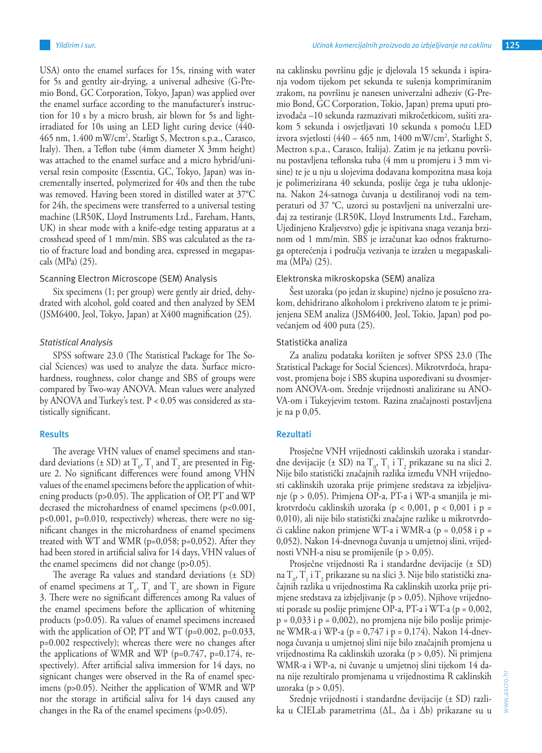USA) onto the enamel surfaces for 15s, rinsing with water for 5s and gentlty air-drying, a universal adhesive (G-Premio Bond, GC Corporation, Tokyo, Japan) was applied over the enamel surface according to the manufacturer's instruction for 10 s by a micro brush, air blown for 5s and light-irradiated for 10s using an LED light curing device (440-465 nm, 1.400 mW/cm$^2$, Starligt S, Mectron s.p.a., Carasco, Italy). Then, a Teflon tube (4mm diameter X 3mm height) was attached to the enamel surface and a micro hybrid/universal resin composite (Essentia, GC, Tokyo, Japan) was incrementally inserted, polymerized for 40s and then the tube was removed. Having been stored in distilled water at 37°C for 24h, the specimens were transferred to a universal testing machine (LR50K, Lloyd Instruments Ltd., Fareham, Hants, UK) in shear mode with a knife-edge testing apparatus at a crosshead speed of 1 mm/min. SBS was calculated as the ratio of fracture load and bonding area, expressed in megapascals (MPa) (25).

### Scanning Electron Microscope (SEM) Analysis

Six specimens (1; per group) were gently air dried, dehydrated with alcohol, gold coated and then analyzed by SEM (JSM6400, Jeol, Tokyo, Japan) at X400 magnification (25).

### *Statistical Analysis*

SPSS software 23.0 (The Statistical Package for The Social Sciences) was used to analyze the data. Surface microhardness, roughness, color change and SBS of groups were compared by Two-way ANOVA. Mean values were analyzed by ANOVA and Turkey's test. P < 0.05 was considered as statistically significant.

## Results

The average VHN values of enamel specimens and standard deviations (± SD) at $T_0$, $T_1$ and $T_2$ are presented in Figure 2. No significant differences were found among VHN values of the enamel specimens before the application of whitening products (p>0.05). The application of OP, PT and WP decrased the microhardness of enamel specimens (p<0.001, p<0.001, p=0.010, respectively) whereas, there were no significant changes in the microhardness of enamel specimens treated with WT and WMR (p=0,058; p=0,052). After they had been stored in artificial saliva for 14 days, VHN values of the enamel specimens did not change (p>0.05).

The average Ra values and standard deviations (± SD) of enamel specimens at $T_0$, $T_1$ and $T_2$ are shown in Figure 3. There were no significant differences among Ra values of the enamel specimens before the apllication of whitening products (p>0.05). Ra values of enamel specimens increased with the application of OP, PT and WT (p=0.002, p=0.033, p=0.002 respectively); whereas there were no changes after the applications of WMR and WP (p=0.747, p=0.174, respectively). After artificial saliva immersion for 14 days, no signicant changes were observed in the Ra of the enamel specimens (p>0.05). Neither the application of WMR and WP nor the storage in artificial saliva for 14 days caused any changes in the Ra of the enamel specimens (p>0.05).

na caklinsku površinu gdje je djelovala 15 sekundi i ispiranja vodom tijekom pet sekunda te sušenja komprimiranim zrakom, na površinu je nanesen univerzalni adheziv (G-Premio Bond, GC Corporation, Tokio, Japan) prema uputi proizvođača –10 sekunda razmazivati mikročetkicom, sušiti zrakom 5 sekunda i osvjetljavati 10 sekunda s pomoću LED izvora svjetlosti (440 – 465 nm, 1400 mW/cm$^2$, Starlight S, Mectron s.p.a., Carasco, Italija). Zatim je na jetkanu površinu postavljena teflonska tuba (4 mm u promjeru i 3 mm visine) te je u nju u slojevima dodavana kompozitna masa koja je polimerizirana 40 sekunda, poslije čega je tuba uklonjena. Nakon 24-satnoga čuvanja u destiliranoj vodi na temperaturi od 37 °C, uzorci su postavljeni na univerzalni uređaj za testiranje (LR50K, Lloyd Instruments Ltd., Fareham, Ujedinjeno Kraljevstvo) gdje je ispitivana snaga vezanja brzinom od 1 mm/min. SBS je izračunat kao odnos frakturnoga opterećenja i područja vezivanja te izražen u megapaskalima (MPa) (25).

### Elektronska mikroskopska (SEM) analiza

Šest uzoraka (po jedan iz skupine) nježno je posušeno zrakom, dehidrirano alkoholom i prekriveno zlatom te je primijenjena SEM analiza (JSM6400, Jeol, Tokio, Japan) pod povećanjem od 400 puta (25).

### Statistička analiza

Za analizu podataka korišten je softver SPSS 23.0 (The Statistical Package for Social Sciences). Mikrotvrdoća, hrapavost, promjena boje i SBS skupina uspoređivani su dvosmjernom ANOVA-om. Srednje vrijednosti analizirane su ANOVA-om i Tukeyjevim testom. Razina značajnosti postavljena je na p 0,05.

## Rezultati

Prosječne VNH vrijednosti caklinskih uzoraka i standardne devijacije (± SD) na $T_0$, $T_1$ i $T_2$ prikazane su na slici 2. Nije bilo statistički značajnih razlika između VNH vrijednosti caklinskih uzoraka prije primjene sredstava za izbjeljivanje (p > 0,05). Primjena OP-a, PT-a i WP-a smanjila je mikrotvrdoću caklinskih uzoraka (p < 0,001, p < 0,001 i p = 0,010), ali nije bilo statistički značajne razlike u mikrotvrdoći cakline nakon primjene WT-a i WMR-a (p = 0,058 i p = 0,052). Nakon 14-dnevnoga čuvanja u umjetnoj slini, vrijednosti VNH-a nisu se promijenile (p > 0,05).

Prosječne vrijednosti Ra i standardne devijacije (± SD) na $T_0$, $T_1$ i $T_2$ prikazane su na slici 3. Nije bilo statistički značajnih razlika u vrijednostima Ra caklinskih uzorka prije primjene sredstava za izbjeljivanje (p > 0,05). Njihove vrijednosti porasle su poslije primjene OP-a, PT-a i WT-a (p = 0,002, p = 0,033 i p = 0,002), no promjena nije bilo poslije primjene WMR-a i WP-a (p = 0,747 i p = 0,174). Nakon 14-dnevnoga čuvanja u umjetnoj slini nije bilo značajnih promjena u vrijednostima Ra caklinskih uzoraka (p > 0,05). Ni primjena WMR-a i WP-a, ni čuvanje u umjetnoj slini tijekom 14 dana nije rezultiralo promjenama u vrijednostima R caklinskih uzoraka (p > 0,05).

Srednje vrijednosti i standardne devijacije (± SD) razlika u CIELab parametrima (ΔL, Δa i Δb) prikazane su u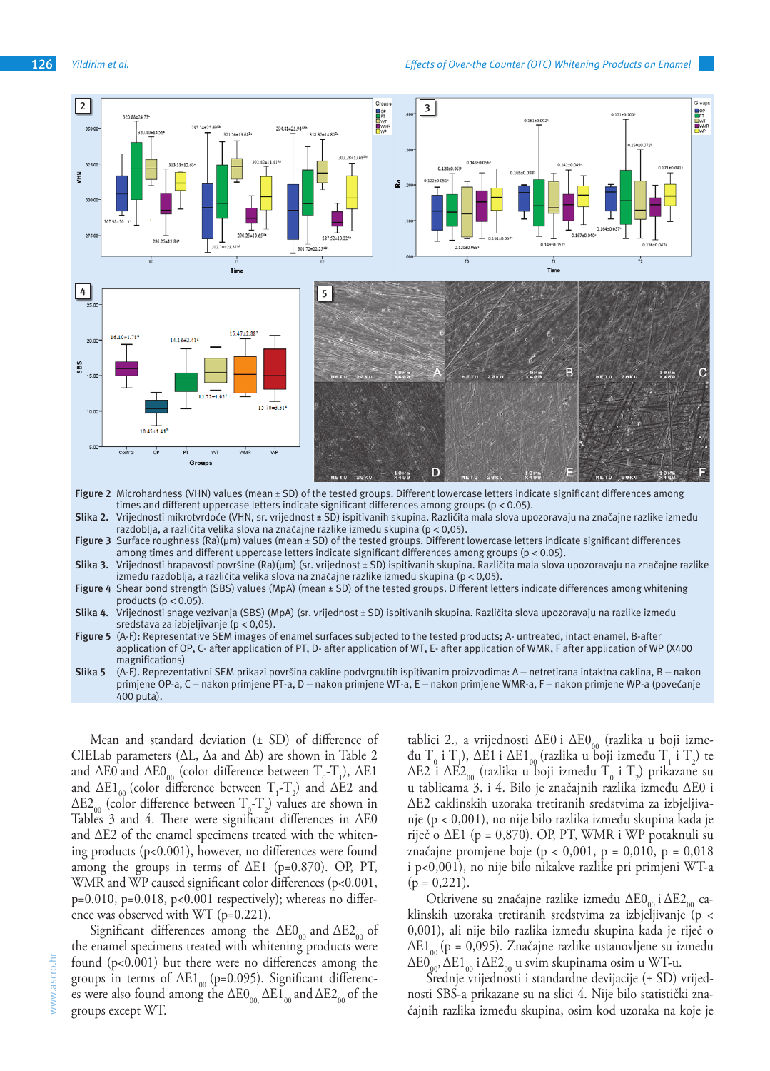**Figure 2** Microhardness (VHN) values (mean ± SD) of the tested groups. Different lowercase letters indicate significant differences among times and different uppercase letters indicate significant differences among groups ($p < 0.05$).

**Slika 2.** Vrijednosti mikrotvrdoće (VHN, sr. vrijednost ± SD) ispitivanih skupina. Različita mala slova upozoravaju na značajne razlike između razdoblja, a različita velika slova na značajne razlike između skupina ($p < 0,05$).

**Figure 3** Surface roughness (Ra)(µm) values (mean ± SD) of the tested groups. Different lowercase letters indicate significant differences among times and different uppercase letters indicate significant differences among groups ($p < 0.05$).

**Slika 3.** Vrijednosti hrapavosti površine (Ra)(µm) (sr. vrijednost ± SD) ispitivanih skupina. Različita mala slova upozoravaju na značajne razlike između razdoblja, a različita velika slova na značajne razlike između skupina ($p < 0,05$).

**Figure 4** Shear bond strength (SBS) values (MPA) (mean ± SD) of the tested groups. Different letters indicate differences among whitening products ($p < 0.05$).

**Slika 4.** Vrijednosti snage vezivanja (SBS) (MPA) (sr. vrijednost ± SD) ispitivanih skupina. Različita slova upozoravaju na razlike između sredstava za izbjeljivanje ($p < 0,05$).

**Figure 5** (A-F): Representative SEM images of enamel surfaces subjected to the tested products; A- untreated, intact enamel, B-after application of OP, C- after application of PT, D- after application of WT, E- after application of WMR, F after application of WP (X400 magnifications)

**Slika 5** (A-F). Reprezentativni SEM prikazi površina cakline podvrgnutih ispitivanim proizvodima: A – netretirana intaktna caklina, B – nakon primjene OP-a, C – nakon primjene PT-a, D – nakon primjene WT-a, E – nakon primjene WMR-a, F – nakon primjene WP-a (povećanje 400 puta).

Mean and standard deviation (± SD) of difference of CIELab parameters (ΔL, Δa and Δb) are shown in Table 2 and ΔE0 and $\Delta E0_{00}$ (color difference between $T_0$-$T_1$), ΔE1 and $\Delta E1_{00}$ (color difference between $T_1$-$T_2$) and ΔE2 and $\Delta E2_{00}$ (color difference between $T_0$-$T_2$) values are shown in Tables 3 and 4. There were significant differences in ΔE0 and ΔE2 of the enamel specimens treated with the whitening products ($p<0.001$), however, no differences were found among the groups in terms of ΔE1 ($p=0.870$). OP, PT, WMR and WP caused significant color differences ($p<0.001$, $p=0.010$, $p=0.018$, $p<0.001$ respectively); whereas no difference was observed with WT ($p=0.221$).

Significant differences among the $\Delta E0_{00}$ and $\Delta E2_{00}$ of the enamel specimens treated with whitening products were found ($p<0.001$) but there were no differences among the groups in terms of $\Delta E1_{00}$ ($p=0.095$). Significant differences were also found among the $\Delta E0_{00}$, $\Delta E1_{00}$ and $\Delta E2_{00}$ of the groups except WT.

tablici 2., a vrijednosti ΔE0 i $\Delta E0_{00}$ (razlika u boji između $T_0$ i $T_1$), ΔE1 i $\Delta E1_{00}$ (razlika u boji između $T_1$ i $T_2$) te ΔE2 i $\Delta E2_{00}$ (razlika u boji između $T_0$ i $T_2$) prikazane su u tablicama 3. i 4. Bilo je značajnih razlika između ΔE0 i ΔE2 caklinskih uzoraka tretiranih sredstvima za izbjeljivanje ($p < 0,001$), no nije bilo razlika između skupina kada je riječ o ΔE1 ($p = 0,870$). OP, PT, WMR i WP potaknuli su značajne promjene boje ($p < 0,001$, $p = 0,010$, $p = 0,018$ i $p<0,001$), no nije bilo nikakve razlike pri primjeni WT-a ($p = 0,221$).

Otkrivene su značajne razlike između $\Delta E0_{00}$ i $\Delta E2_{00}$ caklinskih uzoraka tretiranih sredstvima za izbjeljivanje ($p < 0,001$), ali nije bilo razlika između skupina kada je riječ o $\Delta E1_{00}$ ($p = 0,095$). Značajne razlike ustanovljene su između $\Delta E0_{00}$, $\Delta E1_{00}$ i $\Delta E2_{00}$ u svim skupinama osim u WT-u.

Srednje vrijednosti i standardne devijacije (± SD) vrijednosti SBS-a prikazane su na slici 4. Nije bilo statistički značajnih razlika između skupina, osim kod uzoraka na koje je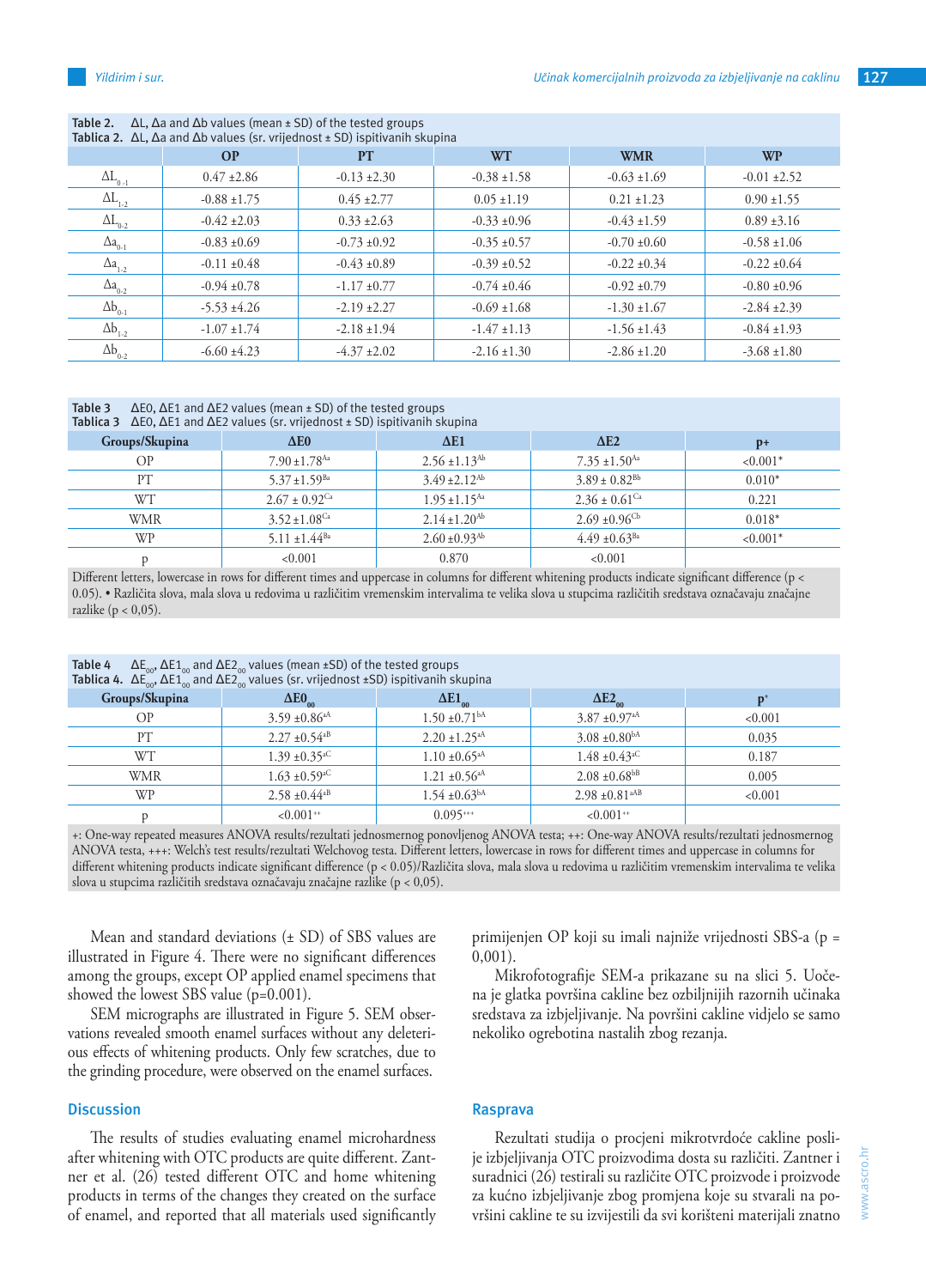Table 2. ΔL, Δa and Δb values (mean ± SD) of the tested groups
Tablica 2. ΔL, Δa and Δb values (sr. vrijednost ± SD) ispitivanih skupina

| | OP | PT | WT | WMR | WP |
|---|---|---|---|---|---|
| $\Delta L_{0-1}$ | 0.47 ±2.86 | -0.13 ±2.30 | -0.38 ±1.58 | -0.63 ±1.69 | -0.01 ±2.52 |
| $\Delta L_{1-2}$ | -0.88 ±1.75 | 0.45 ±2.77 | 0.05 ±1.19 | 0.21 ±1.23 | 0.90 ±1.55 |
| $\Delta L_{0-2}$ | -0.42 ±2.03 | 0.33 ±2.63 | -0.33 ±0.96 | -0.43 ±1.59 | 0.89 ±3.16 |
| $\Delta a_{0-1}$ | -0.83 ±0.69 | -0.73 ±0.92 | -0.35 ±0.57 | -0.70 ±0.60 | -0.58 ±1.06 |
| $\Delta a_{1-2}$ | -0.11 ±0.48 | -0.43 ±0.89 | -0.39 ±0.52 | -0.22 ±0.34 | -0.22 ±0.64 |
| $\Delta a_{0-2}$ | -0.94 ±0.78 | -1.17 ±0.77 | -0.74 ±0.46 | -0.92 ±0.79 | -0.80 ±0.96 |
| $\Delta b_{0-1}$ | -5.53 ±4.26 | -2.19 ±2.27 | -0.69 ±1.68 | -1.30 ±1.67 | -2.84 ±2.39 |
| $\Delta b_{1-2}$ | -1.07 ±1.74 | -2.18 ±1.94 | -1.47 ±1.13 | -1.56 ±1.43 | -0.84 ±1.93 |
| $\Delta b_{0-2}$ | -6.60 ±4.23 | -4.37 ±2.02 | -2.16 ±1.30 | -2.86 ±1.20 | -3.68 ±1.80 |

Table 3 ΔE0, ΔE1 and ΔE2 values (mean ± SD) of the tested groups
Tablica 3 ΔE0, ΔE1 and ΔE2 values (sr. vrijednost ± SD) ispitivanih skupina

| Groups/Skupina | ΔE0 | ΔE1 | ΔE2 | p+ |
|---|---|---|---|---|
| OP | 7.90 ±1.78[Aa] | 2.56 ±1.13[Ab] | 7.35 ±1.50[Aa] | <0.001* |
| PT | 5.37 ±1.59[Ba] | 3.49 ±2.12[Ab] | 3.89 ± 0.82[Bb] | 0.010* |
| WT | 2.67 ± 0.92[Ca] | 1.95 ±1.15[Aa] | 2.36 ± 0.61[Ca] | 0.221 |
| WMR | 3.52 ±1.08[Ca] | 2.14 ±1.20[Ab] | 2.69 ±0.96[Cb] | 0.018* |
| WP | 5.11 ±1.44[Ba] | 2.60 ±0.93[Ab] | 4.49 ±0.63[Ba] | <0.001* |
| p | <0.001 | 0.870 | <0.001 | |

Different letters, lowercase in rows for different times and uppercase in columns for different whitening products indicate significant difference ($p < 0.05$). • Različita slova, mala slova u redovima u različitim vremenskim intervalima te velika slova u stupcima različitih sredstava označavaju značajne razlike ($p < 0,05$).

Table 4 $\Delta E_{00}$, $\Delta E1_{00}$ and $\Delta E2_{00}$ values (mean ±SD) of the tested groups
Tablica 4. $\Delta E_{00}$, $\Delta E1_{00}$ and $\Delta E2_{00}$ values (sr. vrijednost ±SD) ispitivanih skupina

| Groups/Skupina | $\Delta E0_{00}$ | $\Delta E1_{00}$ | $\Delta E2_{00}$ | p+ |
|---|---|---|---|---|
| OP | 3.59 ±0.86[aA] | 1.50 ±0.71[bA] | 3.87 ±0.97[aA] | <0.001 |
| PT | 2.27 ±0.54[aB] | 2.20 ±1.25[aA] | 3.08 ±0.80[bA] | 0.035 |
| WT | 1.39 ±0.35[aC] | 1.10 ±0.65[aA] | 1.48 ±0.43[aC] | 0.187 |
| WMR | 1.63 ±0.59[aC] | 1.21 ±0.56[aA] | 2.08 ±0.68[bB] | 0.005 |
| WP | 2.58 ±0.44[aB] | 1.54 ±0.63[bA] | 2.98 ±0.81[aAB] | <0.001 |
| p | <0.001++ | 0.095+++ | <0.001++ | |

+: One-way repeated measures ANOVA results/rezultati jednosmernog ponovljenog ANOVA testa; ++: One-way ANOVA results/rezultati jednosmernog ANOVA testa, +++: Welch's test results/rezultati Welchovog testa. Different letters, lowercase in rows for different times and uppercase in columns for different whitening products indicate significant difference ($p < 0.05$)/Različita slova, mala slova u redovima u različitim vremenskim intervalima te velika slova u stupcima različitih sredstava označavaju značajne razlike ($p < 0,05$).

Mean and standard deviations (± SD) of SBS values are illustrated in Figure 4. There were no significant differences among the groups, except OP applied enamel specimens that showed the lowest SBS value (p=0.001).

SEM micrographs are illustrated in Figure 5. SEM observations revealed smooth enamel surfaces without any deleterious effects of whitening products. Only few scratches, due to the grinding procedure, were observed on the enamel surfaces.

primijenjen OP koji su imali najniže vrijednosti SBS-a (p = 0,001).

Mikrofotografije SEM-a prikazane su na slici 5. Uočena je glatka površina cakline bez ozbiljnijih razornih učinaka sredstava za izbjeljivanje. Na površini cakline vidjelo se samo nekoliko ogrebotina nastalih zbog rezanja.

## Discussion

The results of studies evaluating enamel microhardness after whitening with OTC products are quite different. Zantner et al. (26) tested different OTC and home whitening products in terms of the changes they created on the surface of enamel, and reported that all materials used significantly

## Rasprava

Rezultati studija o procjeni mikrotvrdoće cakline poslije izbjeljivanja OTC proizvodima dosta su različiti. Zantner i suradnici (26) testirali su različite OTC proizvode i proizvode za kućno izbjeljivanje zbog promjena koje su stvarali na površini cakline te su izvijestili da svi korišteni materijali znatno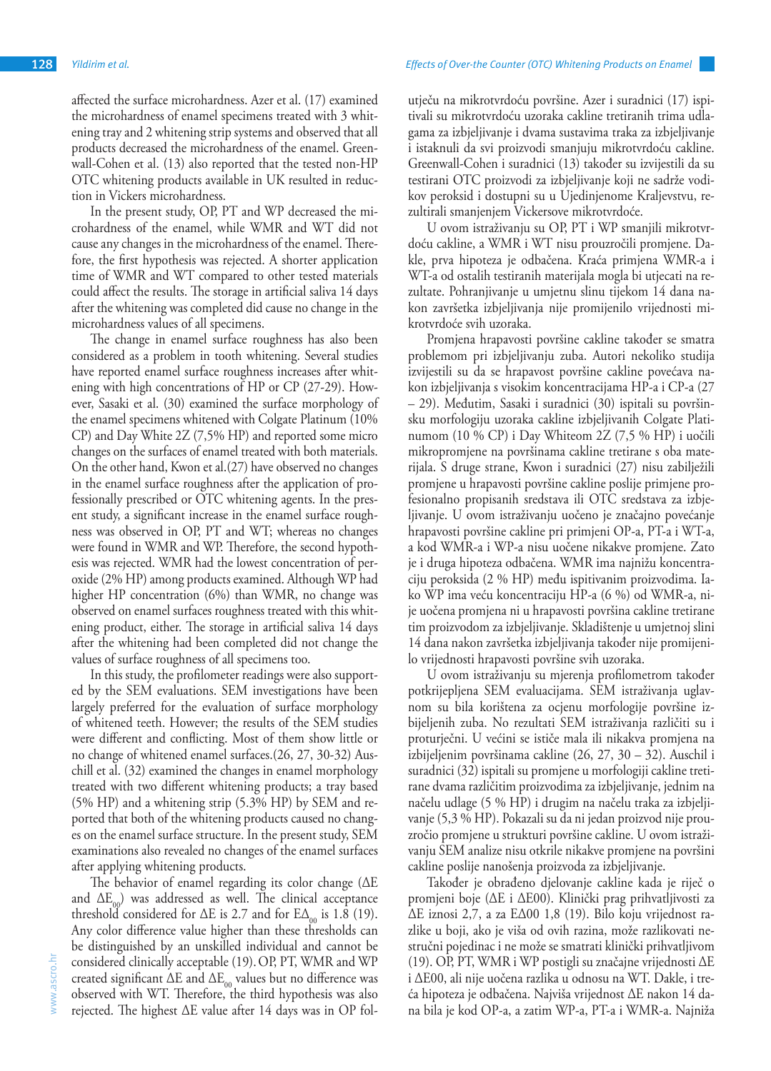affected the surface microhardness. Azer et al. (17) examined the microhardness of enamel specimens treated with 3 whitening tray and 2 whitening strip systems and observed that all products decreased the microhardness of the enamel. Greenwall-Cohen et al. (13) also reported that the tested non-HP OTC whitening products available in UK resulted in reduction in Vickers microhardness.

In the present study, OP, PT and WP decreased the microhardness of the enamel, while WMR and WT did not cause any changes in the microhardness of the enamel. Therefore, the first hypothesis was rejected. A shorter application time of WMR and WT compared to other tested materials could affect the results. The storage in artificial saliva 14 days after the whitening was completed did cause no change in the microhardness values of all specimens.

The change in enamel surface roughness has also been considered as a problem in tooth whitening. Several studies have reported enamel surface roughness increases after whitening with high concentrations of HP or CP (27-29). However, Sasaki et al. (30) examined the surface morphology of the enamel specimens whitened with Colgate Platinum (10% CP) and Day White 2Z (7,5% HP) and reported some micro changes on the surfaces of enamel treated with both materials. On the other hand, Kwon et al.(27) have observed no changes in the enamel surface roughness after the application of professionally prescribed or OTC whitening agents. In the present study, a significant increase in the enamel surface roughness was observed in OP, PT and WT; whereas no changes were found in WMR and WP. Therefore, the second hypothesis was rejected. WMR had the lowest concentration of peroxide (2% HP) among products examined. Although WP had higher HP concentration (6%) than WMR, no change was observed on enamel surfaces roughness treated with this whitening product, either. The storage in artificial saliva 14 days after the whitening had been completed did not change the values of surface roughness of all specimens too.

In this study, the profilometer readings were also supported by the SEM evaluations. SEM investigations have been largely preferred for the evaluation of surface morphology of whitened teeth. However; the results of the SEM studies were different and conflicting. Most of them show little or no change of whitened enamel surfaces.(26, 27, 30-32) Auschill et al. (32) examined the changes in enamel morphology treated with two different whitening products; a tray based (5% HP) and a whitening strip (5.3% HP) by SEM and reported that both of the whitening products caused no changes on the enamel surface structure. In the present study, SEM examinations also revealed no changes of the enamel surfaces after applying whitening products.

The behavior of enamel regarding its color change ($\Delta E$ and $\Delta E_{00}$) was addressed as well. The clinical acceptance threshold considered for $\Delta E$ is 2.7 and for $E\Delta_{00}$ is 1.8 (19). Any color difference value higher than these thresholds can be distinguished by an unskilled individual and cannot be considered clinically acceptable (19). OP, PT, WMR and WP created significant $\Delta E$ and $\Delta E_{00}$ values but no difference was observed with WT. Therefore, the third hypothesis was also rejected. The highest $\Delta E$ value after 14 days was in OP fol-

utječu na mikrotvrdoću površine. Azer i suradnici (17) ispitivali su mikrotvrdoću uzoraka cakline tretiranih trima udlagama za izbjeljivanje i dvama sustavima traka za izbjeljivanje i istaknuli da svi proizvodi smanjuju mikrotvrdoću cakline. Greenwall-Cohen i suradnici (13) također su izvijestili da su testirani OTC proizvodi za izbjeljivanje koji ne sadrže vodikov peroksid i dostupni su u Ujedinjenome Kraljevstvu, rezultirali smanjenjem Vickersove mikrotvrdoće.

U ovom istraživanju su OP, PT i WP smanjili mikrotvrdoću cakline, a WMR i WT nisu prouzročili promjene. Dakle, prva hipoteza je odbačena. Kraća primjena WMR-a i WT-a od ostalih testiranih materijala mogla bi utjecati na rezultate. Pohranjivanje u umjetnu slinu tijekom 14 dana nakon završetka izbjeljivanja nije promijenilo vrijednosti mikrotvrdoće svih uzoraka.

Promjena hrapavosti površine cakline također se smatra problemom pri izbjeljivanju zuba. Autori nekoliko studija izvijestili su da se hrapavost površine cakline povećava nakon izbjeljivanja s visokim koncentracijama HP-a i CP-a (27 – 29). Međutim, Sasaki i suradnici (30) ispitali su površinsku morfologiju uzoraka cakline izbjeljivanih Colgate Platinumom (10 % CP) i Day Whiteom 2Z (7,5 % HP) i uočili mikropromjene na površinama cakline tretirane s oba materijala. S druge strane, Kwon i suradnici (27) nisu zabilježili promjene u hrapavosti površine cakline poslije primjene profesionalno propisanih sredstava ili OTC sredstava za izbjeljivanje. U ovom istraživanju uočeno je značajno povećanje hrapavosti površine cakline pri primjeni OP-a, PT-a i WT-a, a kod WMR-a i WP-a nisu uočene nikakve promjene. Zato je i druga hipoteza odbačena. WMR ima najnižu koncentraciju peroksida (2 % HP) među ispitivanim proizvodima. Iako WP ima veću koncentraciju HP-a (6 %) od WMR-a, nije uočena promjena ni u hrapavosti površina cakline tretirane tim proizvodom za izbjeljivanje. Skladištenje u umjetnoj slini 14 dana nakon završetka izbjeljivanja također nije promijenilo vrijednosti hrapavosti površine svih uzoraka.

U ovom istraživanju su mjerenja profilometrom također potkrijepljena SEM evaluacijama. SEM istraživanja uglavnom su bila korištena za ocjenu morfologije površine izbijeljenih zuba. No rezultati SEM istraživanja različiti su i proturječni. U većini se ističe mala ili nikakva promjena na izbijeljenim površinama cakline (26, 27, 30 – 32). Auschil i suradnici (32) ispitali su promjene u morfologiji cakline tretirane dvama različitim proizvodima za izbjeljivanje, jednim na načelu udlage (5 % HP) i drugim na načelu traka za izbjeljivanje (5,3 % HP). Pokazali su da ni jedan proizvod nije prouzročio promjene u strukturi površine cakline. U ovom istraživanju SEM analize nisu otkrile nikakve promjene na površini cakline poslije nanošenja proizvoda za izbjeljivanje.

Također je obrađeno djelovanje cakline kada je riječ o promjeni boje ($\Delta E$ i $\Delta E00$). Klinički prag prihvatljivosti za $\Delta E$ iznosi 2,7, a za $E\Delta 00$ 1,8 (19). Bilo koju vrijednost razlike u boji, ako je viša od ovih razina, može razlikovati nestručni pojedinac i ne može se smatrati klinički prihvatljivom (19). OP, PT, WMR i WP postigli su značajne vrijednosti $\Delta E$ i $\Delta E00$, ali nije uočena razlika u odnosu na WT. Dakle, i treća hipoteza je odbačena. Najviša vrijednost $\Delta E$ nakon 14 dana bila je kod OP-a, a zatim WP-a, PT-a i WMR-a. Najniža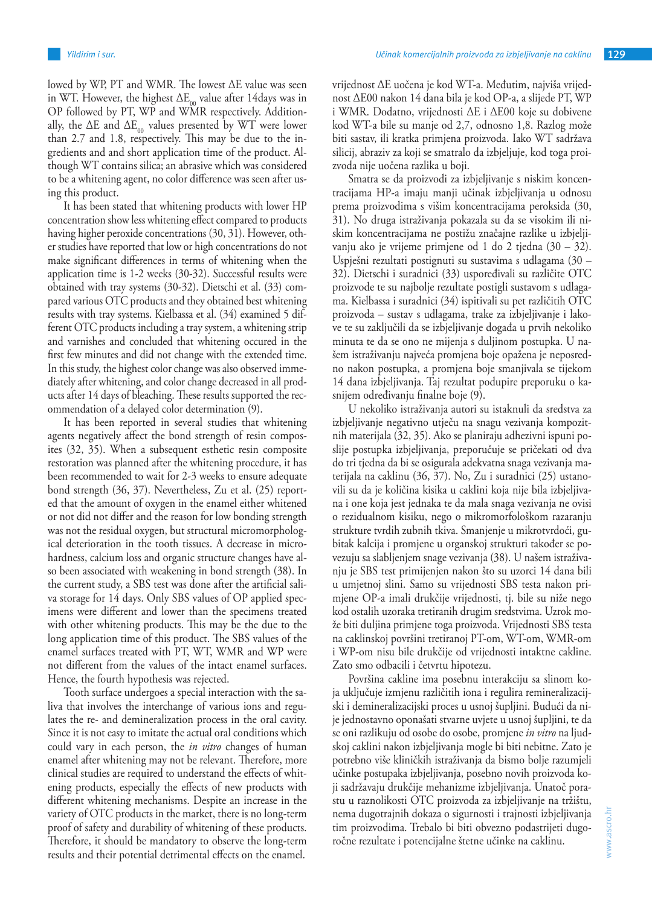lowed by WP, PT and WMR. The lowest ΔE value was seen in WT. However, the highest $\Delta E_{00}$ value after 14days was in OP followed by PT, WP and WMR respectively. Additionally, the ΔE and $\Delta E_{00}$ values presented by WT were lower than 2.7 and 1.8, respectively. This may be due to the ingredients and and short application time of the product. Although WT contains silica; an abrasive which was considered to be a whitening agent, no color difference was seen after using this product.

It has been stated that whitening products with lower HP concentration show less whitening effect compared to products having higher peroxide concentrations (30, 31). However, other studies have reported that low or high concentrations do not make significant differences in terms of whitening when the application time is 1-2 weeks (30-32). Successful results were obtained with tray systems (30-32). Dietschi et al. (33) compared various OTC products and they obtained best whitening results with tray systems. Kielbassa et al. (34) examined 5 different OTC products including a tray system, a whitening strip and varnishes and concluded that whitening occured in the first few minutes and did not change with the extended time. In this study, the highest color change was also observed immediately after whitening, and color change decreased in all products after 14 days of bleaching. These results supported the recommendation of a delayed color determination (9).

It has been reported in several studies that whitening agents negatively affect the bond strength of resin composites (32, 35). When a subsequent esthetic resin composite restoration was planned after the whitening procedure, it has been recommended to wait for 2-3 weeks to ensure adequate bond strength (36, 37). Nevertheless, Zu et al. (25) reported that the amount of oxygen in the enamel either whitened or not did not differ and the reason for low bonding strength was not the residual oxygen, but structural micromorphological deterioration in the tooth tissues. A decrease in microhardness, calcium loss and organic structure changes have also been associated with weakening in bond strength (38). In the current study, a SBS test was done after the artificial saliva storage for 14 days. Only SBS values of OP applied specimens were different and lower than the specimens treated with other whitening products. This may be the due to the long application time of this product. The SBS values of the enamel surfaces treated with PT, WT, WMR and WP were not different from the values of the intact enamel surfaces. Hence, the fourth hypothesis was rejected.

Tooth surface undergoes a special interaction with the saliva that involves the interchange of various ions and regulates the re- and demineralization process in the oral cavity. Since it is not easy to imitate the actual oral conditions which could vary in each person, the *in vitro* changes of human enamel after whitening may not be relevant. Therefore, more clinical studies are required to understand the effects of whitening products, especially the effects of new products with different whitening mechanisms. Despite an increase in the variety of OTC products in the market, there is no long-term proof of safety and durability of whitening of these products. Therefore, it should be mandatory to observe the long-term results and their potential detrimental effects on the enamel.

vrijednost ΔE uočena je kod WT-a. Međutim, najviša vrijednost ΔE00 nakon 14 dana bila je kod OP-a, a slijede PT, WP i WMR. Dodatno, vrijednosti ΔE i ΔE00 koje su dobivene kod WT-a bile su manje od 2,7, odnosno 1,8. Razlog može biti sastav, ili kratka primjena proizvoda. Iako WT sadržava silicij, abraziv za koji se smatralo da izbjeljuje, kod toga proizvoda nije uočena razlika u boji.

Smatra se da proizvodi za izbjeljivanje s niskim koncentracijama HP-a imaju manji učinak izbjeljivanja u odnosu prema proizvodima s višim koncentracijama peroksida (30, 31). No druga istraživanja pokazala su da se visokim ili niskim koncentracijama ne postižu značajne razlike u izbjeljivanju ako je vrijeme primjene od 1 do 2 tjedna (30 – 32). Uspješni rezultati postignuti su sustavima s udlagama (30 – 32). Dietschi i suradnici (33) uspoređivali su različite OTC proizvode te su najbolje rezultate postigli sustavom s udlagama. Kielbassa i suradnici (34) ispitivali su pet različitih OTC proizvoda – sustav s udlagama, trake za izbjeljivanje i lakove te su zaključili da se izbjeljivanje događa u prvih nekoliko minuta te da se ono ne mijenja s duljenom postupka. U našem istraživanju najveća promjena boje opažena je neposredno nakon postupka, a promjena boje smanjivala se tijekom 14 dana izbjeljivanja. Taj rezultat podupire preporuku o kasnijem određivanju finalne boje (9).

U nekoliko istraživanja autori su istaknuli da sredstva za izbjeljivanje negativno utječu na snagu vezivanja kompozitnih materijala (32, 35). Ako se planiraju adhezivni ispuni poslije postupka izbjeljivanja, preporučuje se pričekati od dva do tri tjedna da bi se osigurala adekvatna snaga vezivanja materijala na caklinu (36, 37). No, Zu i suradnici (25) ustanovili su da je količina kisika u caklini koja nije bila izbjeljivana i one koja jest jednaka te da mala snaga vezivanja ne ovisi o rezidualnom kisiku, nego o mikromorfološkom razaranju strukture tvrdih zubnih tkiva. Smanjenje u mikrotvrdoći, gubitak kalcija i promjene u organskoj strukturi također se povezuju sa slabljenjem snage vezivanja (38). U našem istraživanju je SBS test primijenjen nakon što su uzorci 14 dana bili u umjetnoj slini. Samo su vrijednosti SBS testa nakon primjene OP-a imali drukčije vrijednosti, tj. bile su niže nego kod ostalih uzoraka tretiranih drugim sredstvima. Uzrok može biti duljina primjene toga proizvoda. Vrijednosti SBS testa na caklinskoj površini tretiranoj PT-om, WT-om, WMR-om i WP-om nisu bile drukčije od vrijednosti intaktne cakline. Zato smo odbacili i četvrtu hipotezu.

Površina cakline ima posebnu interakciju sa slinom koja uključuje izmjenu različitih iona i regulira remineralizacijski i demineralizacijski proces u usnoj šupljini. Budući da nije jednostavno oponašati stvarne uvjete u usnoj šupljini, te da se oni razlikuju od osobe do osobe, promjene *in vitro* na ljudskoj caklini nakon izbjeljivanja mogle bi biti nebitne. Zato je potrebno više kliničkih istraživanja da bismo bolje razumjeli učinke postupaka izbjeljivanja, posebno novih proizvoda koji sadržavaju drukčije mehanizme izbjeljivanja. Unatoč porastu u raznolikosti OTC proizvoda za izbjeljivanje na tržištu, nema dugotrajnih dokaza o sigurnosti i trajnosti izbjeljivanja tim proizvodima. Trebalo bi biti obvezno podastrijeti dugoročne rezultate i potencijalne štetne učinke na caklinu.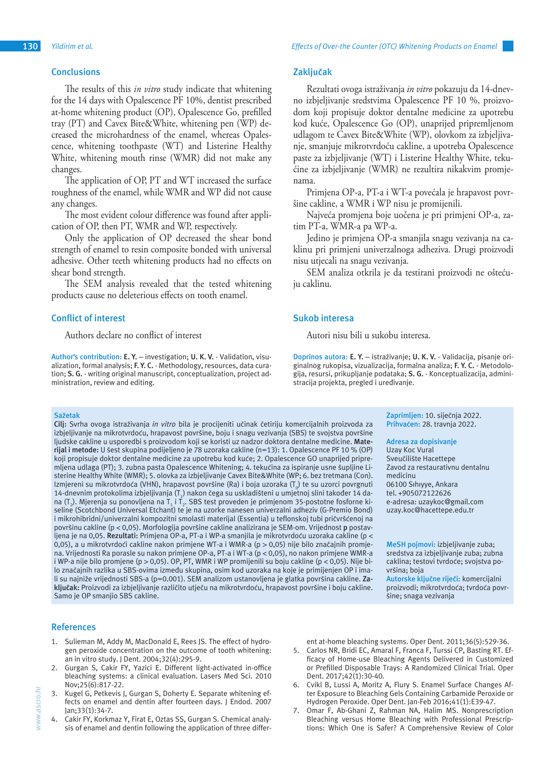## Conclusions

The results of this *in vitro* study indicate that whitening for the 14 days with Opalescence PF 10%, dentist prescribed at-home whitening product (OP), Opalescence Go, prefilled tray (PT) and Cavex Bite&White, whitening pen (WP) decreased the microhardness of the enamel, whereas Opalescence, whitening toothpaste (WT) and Listerine Healthy White, whitening mouth rinse (WMR) did not make any changes.

The application of OP, PT and WT increased the surface roughness of the enamel, while WMR and WP did not cause any changes.

The most evident colour difference was found after application of OP, then PT, WMR and WP, respectively.

Only the application of OP decreased the shear bond strength of enamel to resin composite bonded with universal adhesive. Other teeth whitening products had no effects on shear bond strength.

The SEM analysis revealed that the tested whitening products cause no deleterious effects on tooth enamel.

## Conflict of interest

Authors declare no conflict of interest

**Author's contribution:** **E. Y.** – investigation; **U. K. V.** - Validation, visualization, formal analysis; **F. Y. C.** - Methodology, resources, data curation; **S. G.** - writing original manuscript, conceptualization, project administration, review and editing.

## Zaključak

Rezultati ovoga istraživanja *in vitro* pokazuju da 14-dnevno izbjeljivanje sredstvima Opalescence PF 10 %, proizvodom koji propisuje doktor dentalne medicine za upotrebu kod kuće, Opalescence Go (OP), unaprijed pripremljenom udlagom te Cavex Bite&White (WP), olovkom za izbjeljivanje, smanjuje mikrotvrdoću cakline, a upotreba Opalescence paste za izbjeljivanje (WT) i Listerine Healthy White, tekućine za izbjeljivanje (WMR) ne rezultira nikakvim promjenama.

Primjena OP-a, PT-a i WT-a povećala je hrapavost površine cakline, a WMR i WP nisu je promijenili.

Najveća promjena boje uočena je pri primjeni OP-a, zatim PT-a, WMR-a pa WP-a.

Jedino je primjena OP-a smanjila snagu vezivanja na caklinu pri primjeni univerzalnoga adheziva. Drugi proizvodi nisu utjecali na snagu vezivanja.

SEM analiza otkrila je da testirani proizvodi ne oštećuju caklinu.

## Sukob interesa

Autori nisu bili u sukobu interesa.

**Doprinos autora:** **E. Y.** – istraživanje; **U. K. V.** - Validacija, pisanje originalnog rukopisa, vizualizacija, formalna analiza; **F. Y. C.** - Metodologija, resursi, prikupljanje podataka; **S. G.** - Konceptualizacija, administracija projekta, pregled i uređivanje.

### Sažetak

**Cilj:** Svrha ovoga istraživanja *in vitro* bila je procijeniti učinak četiriju komercijalnih proizvoda za izbjeljivanje na mikrotvrdoću, hrapavost površine, boju i snagu vezivanja (SBS) te svojstva površine ljudske cakline u usporedbi s proizvodom koji se koristi uz nadzor doktora dentalne medicine. **Materijal i metode:** U šest skupina podijeljeno je 78 uzoraka cakline (n=13): 1. Opalescence PF 10 % (OP) koji propisuje doktor dentalne medicine za upotrebu kod kuće; 2. Opalescence GO unaprijed pripremljena udlaga (PT); 3. zubna pasta Opalescence Whitening; 4. tekućina za ispiranje usne šupljine Listerine Healthy White (WMR); 5. olovka za izbjeljivanje Cavex Bite&White (WP; 6. bez tretmana (Con). Izmjereni su mikrotvrdoća (VHN), hrapavost površine (Ra) i boja uzoraka ($T_0$) te su uzorci povrgnuti 14-dnevnim protokolima izbjeljivanja ($T_1$) nakon čega su uskladišteni u umjetnoj slini također 14 dana ($T_2$). Mjerenja su ponovljena na $T_1$ i $T_2$. SBS test proveden je primjenom 35-postotne fosforne kiseline (Scotchbond Universal Etchant) te je na uzorke nanesen univerzalni adheziv (G-Premio Bond) i mikrohibridni/univerzalni kompozitni smolasti materijal (Essentia) u teflonskoj tubi pričvršćenoj na površinu cakline ($p < 0,05$). Morfologija površine cakline analizirana je SEM-om. Vrijednost **p** postavljena je na 0,05. **Rezultati:** Primjena OP-a, PT-a i WP-a smanjila je mikrotvrdoću uzoraka cakline ($p < 0,05$), a u mikrotvrdoći cakline nakon primjene WT-a i WMR-a ($p > 0,05$) nije bilo značajnih promjena. Vrijednosti Ra porasle su nakon primjene OP-a, PT-a i WT-a ($p < 0,05$), no nakon primjene WMR-a i WP-a nije bilo promjene ($p > 0,05$). OP, PT, WMR i WP promijenili su boju cakline ($p < 0,05$). Nije bilo značajnih razlika u SBS-ovima između skupina, osim kod uzoraka na koje je primijenjen OP i imali su najniže vrijednosti SBS-a ($p=0.001$). SEM analizom ustanovljena je glatka površina cakline. **Zaključak:** Proizvodi za izbjeljivanje različito utječu na mikrotvrdoću, hrapavost površine i boju cakline. Samo je OP smanjio SBS cakline.

**Zaprimljen:** 10. siječnja 2022.
**Prihvaćen:** 28. travnja 2022.

**Adresa za dopisivanje**
Uzay Koc Vural
Sveučilište Hacettepe
Zavod za restaurativnu dentalnu medicinu
06100 Sıhıyye, Ankara
tel. +905072122626
e-adresa: uzaykoc@gmail.com
uzay.koc@hacettepe.edu.tr

**MeSH pojmovi:** izbjeljivanje zuba; sredstva za izbjeljivanje zuba; zubna caklina; testovi tvrdoće; svojstva površina; boja
**Autorske ključne riječi:** komercijalni proizvodi; mikrotvrdoća; tvrdoća površine; snaga vezivanja

## References

1. Sulieman M, Addy M, MacDonald E, Rees JS. The effect of hydrogen peroxide concentration on the outcome of tooth whitening: an in vitro study. J Dent. 2004;32(4):295-9.
2. Gurgan S, Cakir FY, Yazici E. Different light-activated in-office bleaching systems: a clinical evaluation. Lasers Med Sci. 2010 Nov;25(6):817-22.
3. Kugel G, Petkevis J, Gurgan S, Doherty E. Separate whitening effects on enamel and dentin after fourteen days. J Endod. 2007 Jan;33(1):34-7.
4. Cakir FY, Korkmaz Y, Firat E, Oztas SS, Gurgan S. Chemical analysis of enamel and dentin following the application of three different at-home bleaching systems. Oper Dent. 2011;36(5):529-36.
5. Carlos NR, Bridi EC, Amaral F, Franca F, Turssi CP, Basting RT. Efficacy of Home-use Bleaching Agents Delivered in Customized or Prefilled Disposable Trays: A Randomized Clinical Trial. Oper Dent. 2017;42(1):30-40.
6. Cvikl B, Lussi A, Moritz A, Flury S. Enamel Surface Changes After Exposure to Bleaching Gels Containing Carbamide Peroxide or Hydrogen Peroxide. Oper Dent. Jan-Feb 2016;41(1):E39-47.
7. Omar F, Ab-Ghani Z, Rahman NA, Halim MS. Nonprescription Bleaching versus Home Bleaching with Professional Prescriptions: Which One is Safer? A Comprehensive Review of Color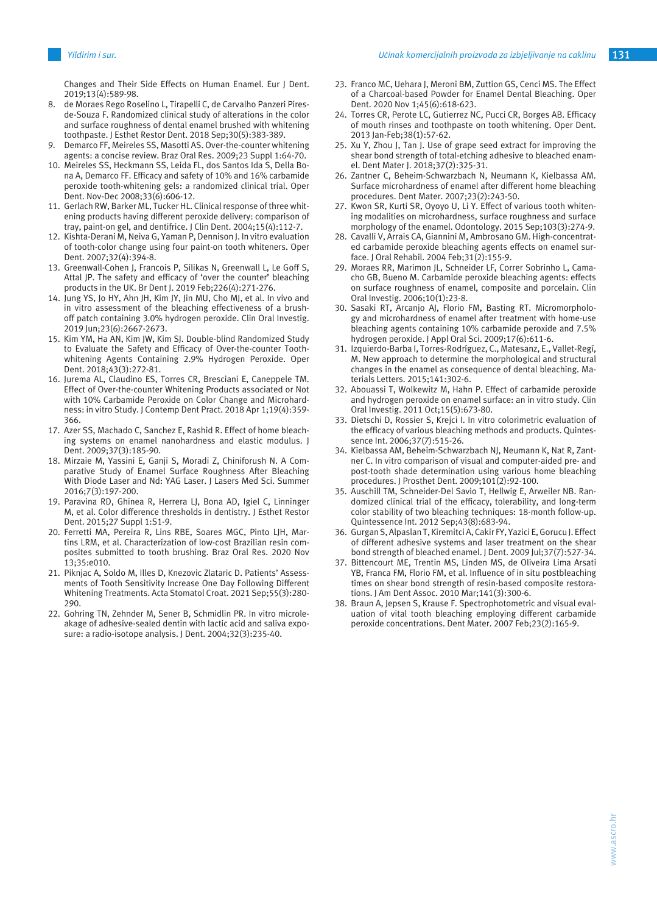Changes and Their Side Effects on Human Enamel. Eur J Dent. 2019;13(4):589-98.

8. de Moraes Rego Roselino L, Tirapelli C, de Carvalho Panzeri Pires-de-Souza F. Randomized clinical study of alterations in the color and surface roughness of dental enamel brushed with whitening toothpaste. J Esthet Restor Dent. 2018 Sep;30(5):383-389.
9. Demarco FF, Meireles SS, Masotti AS. Over-the-counter whitening agents: a concise review. Braz Oral Res. 2009;23 Suppl 1:64-70.
10. Meireles SS, Heckmann SS, Leida FL, dos Santos Ida S, Della Bona A, Demarco FF. Efficacy and safety of 10% and 16% carbamide peroxide tooth-whitening gels: a randomized clinical trial. Oper Dent. Nov-Dec 2008;33(6):606-12.
11. Gerlach RW, Barker ML, Tucker HL. Clinical response of three whitening products having different peroxide delivery: comparison of tray, paint-on gel, and dentifrice. J Clin Dent. 2004;15(4):112-7.
12. Kishta-Derani M, Neiva G, Yaman P, Dennison J. In vitro evaluation of tooth-color change using four paint-on tooth whiteners. Oper Dent. 2007;32(4):394-8.
13. Greenwall-Cohen J, Francois P, Silikas N, Greenwall L, Le Goff S, Attal JP. The safety and efficacy of 'over the counter' bleaching products in the UK. Br Dent J. 2019 Feb;226(4):271-276.
14. Jung YS, Jo HY, Ahn JH, Kim JY, Jin MU, Cho MJ, et al. In vivo and in vitro assessment of the bleaching effectiveness of a brush-off patch containing 3.0% hydrogen peroxide. Clin Oral Investig. 2019 Jun;23(6):2667-2673.
15. Kim YM, Ha AN, Kim JW, Kim SJ. Double-blind Randomized Study to Evaluate the Safety and Efficacy of Over-the-counter Tooth-whitening Agents Containing 2.9% Hydrogen Peroxide. Oper Dent. 2018;43(3):272-81.
16. Jurema AL, Claudino ES, Torres CR, Bresciani E, Caneppele TM. Effect of Over-the-counter Whitening Products associated or Not with 10% Carbamide Peroxide on Color Change and Microhardness: in vitro Study. J Contemp Dent Pract. 2018 Apr 1;19(4):359-366.
17. Azer SS, Machado C, Sanchez E, Rashid R. Effect of home bleaching systems on enamel nanohardness and elastic modulus. J Dent. 2009;37(3):185-90.
18. Mirzaie M, Yassini E, Ganji S, Moradi Z, Chiniforush N. A Comparative Study of Enamel Surface Roughness After Bleaching With Diode Laser and Nd: YAG Laser. J Lasers Med Sci. Summer 2016;7(3):197-200.
19. Paravina RD, Ghinea R, Herrera LJ, Bona AD, Igiel C, Linninger M, et al. Color difference thresholds in dentistry. J Esthet Restor Dent. 2015;27 Suppl 1:S1-9.
20. Ferretti MA, Pereira R, Lins RBE, Soares MGC, Pinto LJH, Martins LRM, et al. Characterization of low-cost Brazilian resin composites submitted to tooth brushing. Braz Oral Res. 2020 Nov 13;35:e010.
21. Piknjac A, Soldo M, Illes D, Knezovic Zlataric D. Patients' Assessments of Tooth Sensitivity Increase One Day Following Different Whitening Treatments. Acta Stomatol Croat. 2021 Sep;55(3):280-290.
22. Gohring TN, Zehnder M, Sener B, Schmidlin PR. In vitro microleakage of adhesive-sealed dentin with lactic acid and saliva exposure: a radio-isotope analysis. J Dent. 2004;32(3):235-40.
23. Franco MC, Uehara J, Meroni BM, Zuttion GS, Cenci MS. The Effect of a Charcoal-based Powder for Enamel Dental Bleaching. Oper Dent. 2020 Nov 1;45(6):618-623.
24. Torres CR, Perote LC, Gutierrez NC, Pucci CR, Borges AB. Efficacy of mouth rinses and toothpaste on tooth whitening. Oper Dent. 2013 Jan-Feb;38(1):57-62.
25. Xu Y, Zhou J, Tan J. Use of grape seed extract for improving the shear bond strength of total-etching adhesive to bleached enamel. Dent Mater J. 2018;37(2):325-31.
26. Zantner C, Beheim-Schwarzbach N, Neumann K, Kielbassa AM. Surface microhardness of enamel after different home bleaching procedures. Dent Mater. 2007;23(2):243-50.
27. Kwon SR, Kurti SR, Oyoyo U, Li Y. Effect of various tooth whitening modalities on microhardness, surface roughness and surface morphology of the enamel. Odontology. 2015 Sep;103(3):274-9.
28. Cavalli V, Arrais CA, Giannini M, Ambrosano GM. High-concentrated carbamide peroxide bleaching agents effects on enamel surface. J Oral Rehabil. 2004 Feb;31(2):155-9.
29. Moraes RR, Marimon JL, Schneider LF, Correr Sobrinho L, Camacho GB, Bueno M. Carbamide peroxide bleaching agents: effects on surface roughness of enamel, composite and porcelain. Clin Oral Investig. 2006;10(1):23-8.
30. Sasaki RT, Arcanjo AJ, Florio FM, Basting RT. Micromorphology and microhardness of enamel after treatment with home-use bleaching agents containing 10% carbamide peroxide and 7.5% hydrogen peroxide. J Appl Oral Sci. 2009;17(6):611-6.
31. Izquierdo-Barba I, Torres-Rodríguez, C., Matesanz, E., Vallet-Regí, M. New approach to determine the morphological and structural changes in the enamel as consequence of dental bleaching. Materials Letters. 2015;141:302-6.
32. Abouassi T, Wolkewitz M, Hahn P. Effect of carbamide peroxide and hydrogen peroxide on enamel surface: an in vitro study. Clin Oral Investig. 2011 Oct;15(5):673-80.
33. Dietschi D, Rossier S, Krejci I. In vitro colorimetric evaluation of the efficacy of various bleaching methods and products. Quintessence Int. 2006;37(7):515-26.
34. Kielbassa AM, Beheim-Schwarzbach NJ, Neumann K, Nat R, Zantner C. In vitro comparison of visual and computer-aided pre- and post-tooth shade determination using various home bleaching procedures. J Prosthet Dent. 2009;101(2):92-100.
35. Auschill TM, Schneider-Del Savio T, Hellwig E, Arweiler NB. Randomized clinical trial of the efficacy, tolerability, and long-term color stability of two bleaching techniques: 18-month follow-up. Quintessence Int. 2012 Sep;43(8):683-94.
36. Gurgan S, Alpaslan T, Kiremitci A, Cakir FY, Yazici E, Gorucu J. Effect of different adhesive systems and laser treatment on the shear bond strength of bleached enamel. J Dent. 2009 Jul;37(7):527-34.
37. Bittencourt ME, Trentin MS, Linden MS, de Oliveira Lima Arsati YB, Franca FM, Florio FM, et al. Influence of in situ postbleaching times on shear bond strength of resin-based composite restorations. J Am Dent Assoc. 2010 Mar;141(3):300-6.
38. Braun A, Jepsen S, Krause F. Spectrophotometric and visual evaluation of vital tooth bleaching employing different carbamide peroxide concentrations. Dent Mater. 2007 Feb;23(2):165-9.